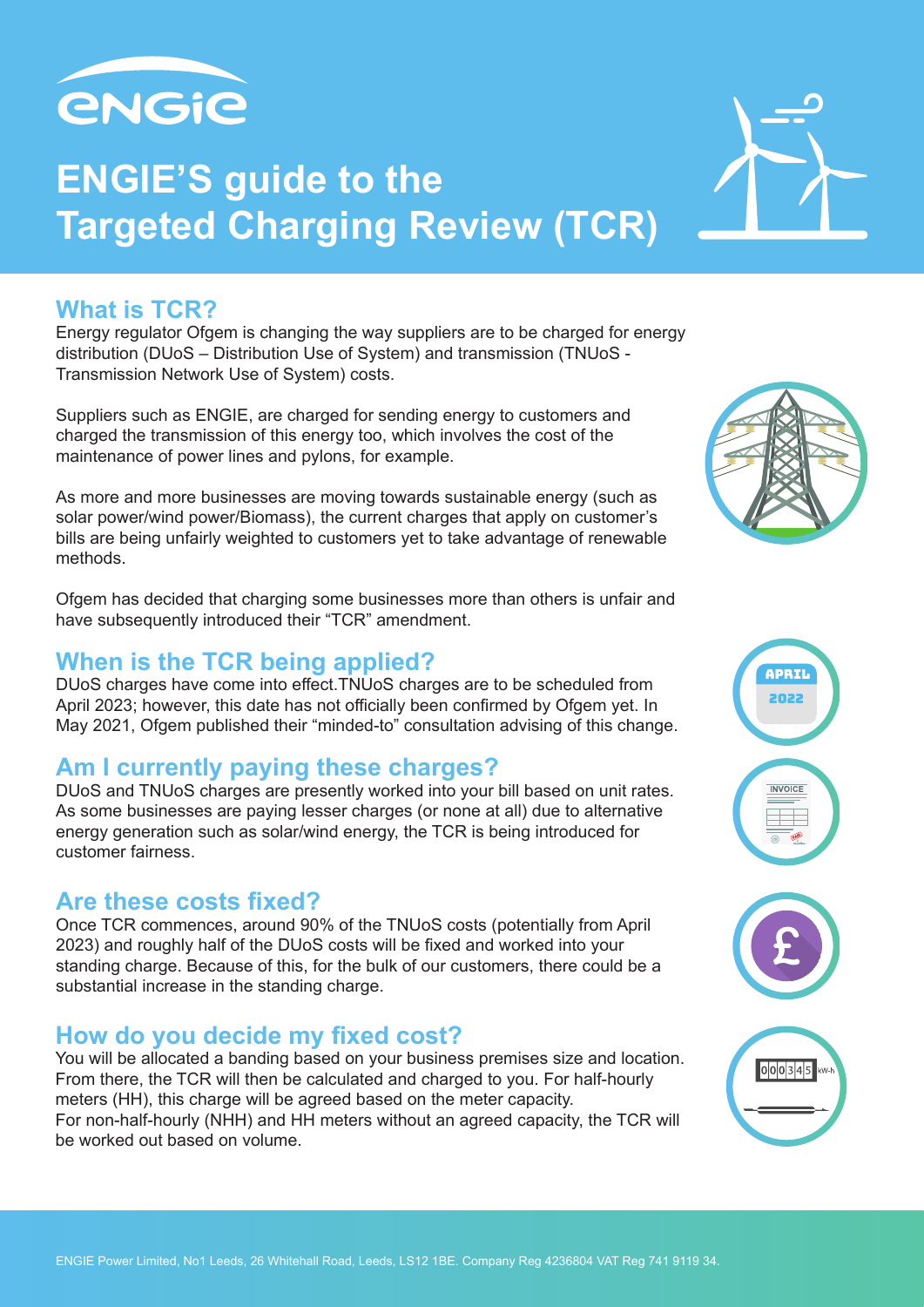ENGIE

# ENGIE'S guide to the Targeted Charging Review (TCR)

## What is TCR?

Energy regulator Ofgem is changing the way suppliers are to be charged for energy distribution (DUoS – Distribution Use of System) and transmission (TNUoS - Transmission Network Use of System) costs.

Suppliers such as ENGIE, are charged for sending energy to customers and charged the transmission of this energy too, which involves the cost of the maintenance of power lines and pylons, for example.

As more and more businesses are moving towards sustainable energy (such as solar power/wind power/Biomass), the current charges that apply on customer's bills are being unfairly weighted to customers yet to take advantage of renewable methods.

Ofgem has decided that charging some businesses more than others is unfair and have subsequently introduced their "TCR" amendment.

## When is the TCR being applied?

DUoS charges have come into effect.TNUoS charges are to be scheduled from April 2023; however, this date has not officially been confirmed by Ofgem yet. In May 2021, Ofgem published their "minded-to" consultation advising of this change.

## Am I currently paying these charges?

DUoS and TNUoS charges are presently worked into your bill based on unit rates. As some businesses are paying lesser charges (or none at all) due to alternative energy generation such as solar/wind energy, the TCR is being introduced for customer fairness.

## Are these costs fixed?

Once TCR commences, around 90% of the TNUoS costs (potentially from April 2023) and roughly half of the DUoS costs will be fixed and worked into your standing charge. Because of this, for the bulk of our customers, there could be a substantial increase in the standing charge.

## How do you decide my fixed cost?

You will be allocated a banding based on your business premises size and location. From there, the TCR will then be calculated and charged to you. For half-hourly meters (HH), this charge will be agreed based on the meter capacity.
For non-half-hourly (NHH) and HH meters without an agreed capacity, the TCR will be worked out based on volume.

ENGIE Power Limited, No1 Leeds, 26 Whitehall Road, Leeds, LS12 1BE. Company Reg 4236804 VAT Reg 741 9119 34.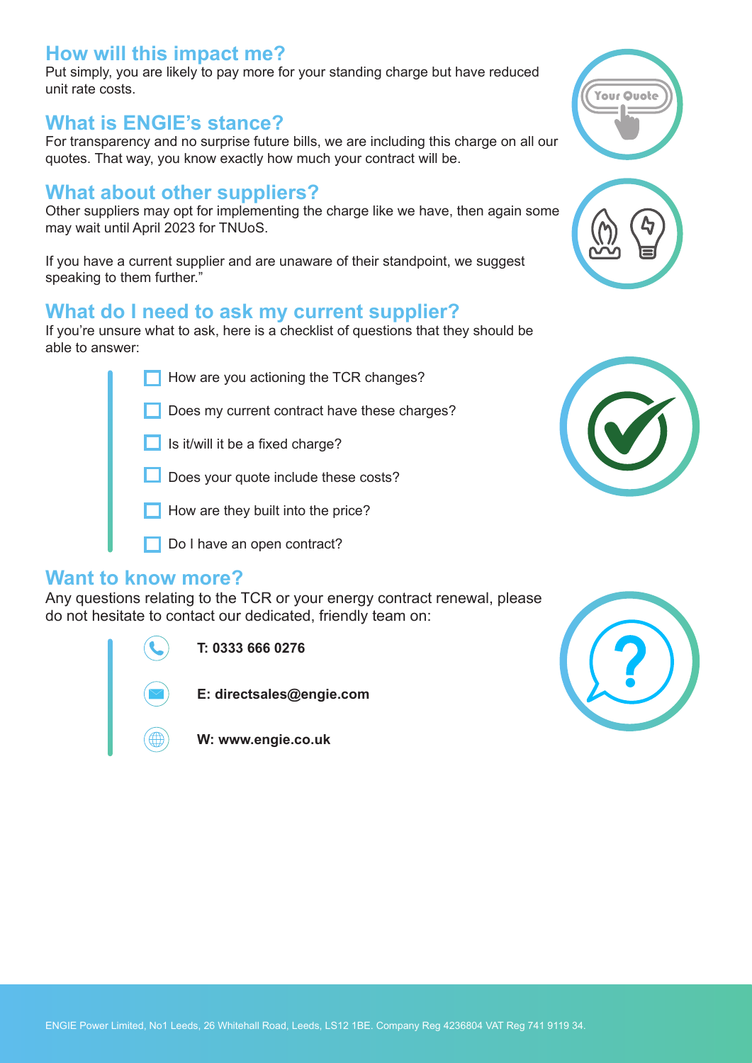## How will this impact me?

Put simply, you are likely to pay more for your standing charge but have reduced unit rate costs.

## What is ENGIE's stance?

For transparency and no surprise future bills, we are including this charge on all our quotes. That way, you know exactly how much your contract will be.

## What about other suppliers?

Other suppliers may opt for implementing the charge like we have, then again some may wait until April 2023 for TNUoS.

If you have a current supplier and are unaware of their standpoint, we suggest speaking to them further."

## What do I need to ask my current supplier?

If you're unsure what to ask, here is a checklist of questions that they should be able to answer:

- [ ] How are you actioning the TCR changes?
- [ ] Does my current contract have these charges?
- [ ] Is it/will it be a fixed charge?
- [ ] Does your quote include these costs?
- [ ] How are they built into the price?
- [ ] Do I have an open contract?

## Want to know more?

Any questions relating to the TCR or your energy contract renewal, please do not hesitate to contact our dedicated, friendly team on:

**T: 0333 666 0276**

**E: directsales@engie.com**

**W: www.engie.co.uk**

ENGIE Power Limited, No1 Leeds, 26 Whitehall Road, Leeds, LS12 1BE. Company Reg 4236804 VAT Reg 741 9119 34.